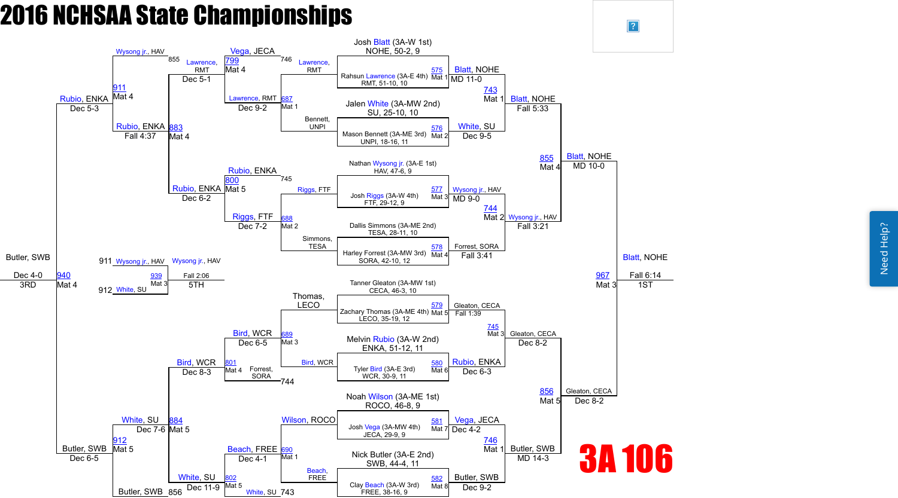# 2016 NCHSAA State Championships

## 3A 106

### Championship Bracket — First Round

| Match | Mat | Wrestler | Winner | Result |
|---|---|---|---|---|
| 575 | Mat 1 | Josh Blatt (3A-W 1st), NOHE, 50-2, 9 vs. Rahsun Lawrence (3A-E 4th), RMT, 51-10, 10 | Blatt, NOHE | MD 11-0 |
| 576 | Mat 2 | Jalen White (3A-MW 2nd), SU, 25-10, 10 vs. Mason Bennett (3A-ME 3rd), UNPI, 18-16, 11 | White, SU | Dec 9-5 |
| 577 | Mat 3 | Nathan Wysong jr. (3A-E 1st), HAV, 47-6, 9 vs. Josh Riggs (3A-W 4th), FTF, 29-12, 9 | Wysong jr., HAV | MD 9-0 |
| 578 | Mat 4 | Dallis Simmons (3A-ME 2nd), TESA, 28-11, 10 vs. Harley Forrest (3A-MW 3rd), SORA, 42-10, 12 | Forrest, SORA | Fall 3:41 |
| 579 | Mat 5 | Tanner Gleaton (3A-MW 1st), CECA, 46-3, 10 vs. Zachary Thomas (3A-ME 4th), LECO, 35-19, 12 | Gleaton, CECA | Fall 1:39 |
| 580 | Mat 6 | Melvin Rubio (3A-W 2nd), ENKA, 51-12, 11 vs. Tyler Bird (3A-E 3rd), WCR, 30-9, 11 | Rubio, ENKA | Dec 6-3 |
| 581 | Mat 7 | Noah Wilson (3A-ME 1st), ROCO, 46-8, 9 vs. Josh Vega (3A-MW 4th), JECA, 29-9, 9 | Vega, JECA | Dec 4-2 |
| 582 | Mat 8 | Nick Butler (3A-E 2nd), SWB, 44-4, 11 vs. Clay Beach (3A-W 3rd), FREE, 38-16, 9 | Butler, SWB | Dec 9-2 |

### Championship Quarterfinals

| Match | Mat | Winner | Result |
|---|---|---|---|
| 743 | Mat 1 | Blatt, NOHE | Fall 5:33 |
| 744 | Mat 2 | Wysong jr., HAV | Fall 3:21 |
| 745 | Mat 3 | Gleaton, CECA | Dec 8-2 |
| 746 | Mat 1 | Butler, SWB | MD 14-3 |

### Championship Semifinals

| Match | Mat | Winner | Result |
|---|---|---|---|
| 855 | Mat 4 | Blatt, NOHE | MD 10-0 |
| 856 | Mat 5 | Gleaton, CECA | Dec 8-2 |

### Championship Final

| Match | Mat | Winner | Result | Place |
|---|---|---|---|---|
| 967 | Mat 3 | Blatt, NOHE | Fall 6:14 | 1ST |

### Consolation Bracket

| Match | Mat | Wrestlers | Winner | Result |
|---|---|---|---|---|
| 687 | Mat 1 | Lawrence, RMT vs. Bennett, UNPI | Lawrence, RMT | Dec 9-2 |
| 688 | Mat 2 | Riggs, FTF vs. Simmons, TESA | Riggs, FTF | Dec 7-2 |
| 689 | Mat 3 | Thomas, LECO vs. Bird, WCR | Bird, WCR | Dec 6-5 |
| 690 | Mat 1 | Wilson, ROCO vs. Beach, FREE | Beach, FREE | Dec 4-1 |
| 799 | Mat 4 | Vega, JECA (746) vs. Lawrence, RMT | Lawrence, RMT | Dec 5-1 |
| 800 | Mat 5 | Rubio, ENKA (745) vs. Riggs, FTF | Rubio, ENKA | Dec 6-2 |
| 801 | Mat 4 | Bird, WCR vs. Forrest, SORA (744) | Bird, WCR | Dec 8-3 |
| 802 | Mat 5 | Beach, FREE vs. White, SU (743) | White, SU | Dec 11-9 |
| 883 | Mat 4 | Lawrence, RMT vs. Rubio, ENKA | Rubio, ENKA | Fall 4:37 |
| 884 | Mat 5 | Bird, WCR vs. White, SU | White, SU | Dec 7-6 |
| 911 | Mat 4 | Wysong jr., HAV (855) vs. Rubio, ENKA | Rubio, ENKA | Dec 5-3 |
| 912 | Mat 5 | White, SU vs. Butler, SWB (856) | Butler, SWB | Dec 6-5 |

### 3rd Place

| Match | Mat | Wrestlers | Winner | Result | Place |
|---|---|---|---|---|---|
| 940 | Mat 4 | Rubio, ENKA vs. Butler, SWB | Butler, SWB | Dec 4-0 | 3RD |

### 5th Place

| Match | Mat | Wrestlers | Winner | Result | Place |
|---|---|---|---|---|---|
| 939 | Mat 3 | Wysong jr., HAV (911) vs. White, SU (912) | Wysong jr., HAV | Fall 2:06 | 5TH |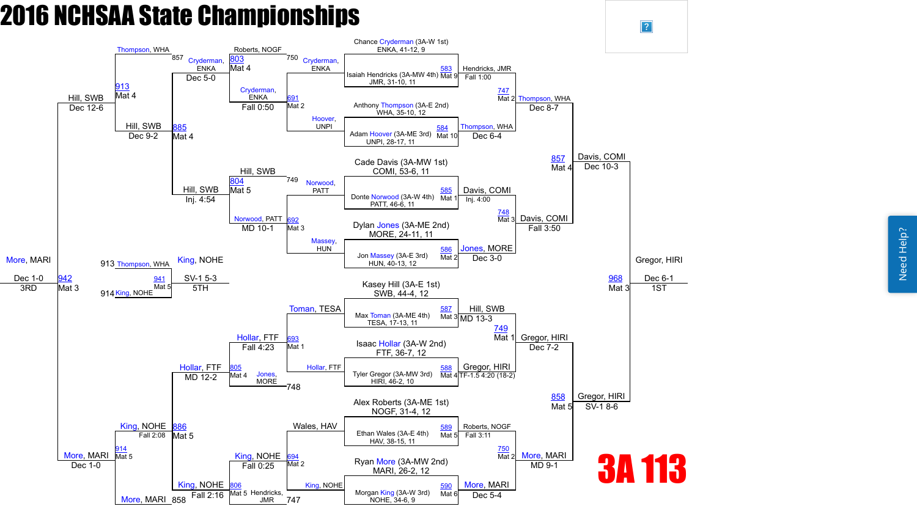# 2016 NCHSAA State Championships

## 3A 113

### Championship Bracket – Top Half

**First round**

| Bout | Mat | Wrestler 1 | Wrestler 2 | Winner | Result |
|---|---|---|---|---|---|
| 583 | Mat 9 | Chance Cryderman (3A-W 1st) ENKA, 41-12, 9 | Isaiah Hendricks (3A-MW 4th) JMR, 31-10, 11 | Hendricks, JMR | Fall 1:00 |
| 584 | Mat 10 | Anthony Thompson (3A-E 2nd) WHA, 35-10, 12 | Adam Hoover (3A-ME 3rd) UNPI, 28-17, 11 | Thompson, WHA | Dec 6-4 |
| 585 | Mat 1 | Cade Davis (3A-MW 1st) COMI, 53-6, 11 | Donte Norwood (3A-W 4th) PATT, 46-6, 11 | Davis, COMI | Inj. 4:00 |
| 586 | Mat 2 | Dylan Jones (3A-ME 2nd) MORE, 24-11, 11 | Jon Massey (3A-E 3rd) HUN, 40-13, 12 | Jones, MORE | Dec 3-0 |

**Quarterfinals**

| Bout | Mat | Winner | Result |
|---|---|---|---|
| 747 | Mat 2 | Thompson, WHA | Dec 8-7 |
| 748 | Mat 3 | Davis, COMI | Fall 3:50 |

**Semifinal**

| Bout | Mat | Winner | Result |
|---|---|---|---|
| 857 | Mat 4 | Davis, COMI | Dec 10-3 |

### Championship Bracket – Bottom Half

**First round**

| Bout | Mat | Wrestler 1 | Wrestler 2 | Winner | Result |
|---|---|---|---|---|---|
| 587 | Mat 3 | Kasey Hill (3A-E 1st) SWB, 44-4, 12 | Max Toman (3A-ME 4th) TESA, 17-13, 11 | Hill, SWB | MD 13-3 |
| 588 | Mat 4 | Isaac Hollar (3A-W 2nd) FTF, 36-7, 12 | Tyler Gregor (3A-MW 3rd) HIRI, 46-2, 10 | Gregor, HIRI | TF-1.5 4:20 (18-2) |
| 589 | Mat 5 | Alex Roberts (3A-ME 1st) NOGF, 31-4, 12 | Ethan Wales (3A-E 4th) HAV, 38-15, 11 | Roberts, NOGF | Fall 3:11 |
| 590 | Mat 6 | Ryan More (3A-MW 2nd) MARI, 26-2, 12 | Morgan King (3A-W 3rd) NOHE, 34-6, 9 | More, MARI | Dec 5-4 |

**Quarterfinals**

| Bout | Mat | Winner | Result |
|---|---|---|---|
| 749 | Mat 1 | Gregor, HIRI | Dec 7-2 |
| 750 | Mat 2 | More, MARI | MD 9-1 |

**Semifinal**

| Bout | Mat | Winner | Result |
|---|---|---|---|
| 858 | Mat 5 | Gregor, HIRI | SV-1 8-6 |

### Championship Final

| Bout | Mat | Winner | Result | Place |
|---|---|---|---|---|
| 968 | Mat 3 | Gregor, HIRI | Dec 6-1 | 1ST |

### Consolation Bracket

**Consolation Round 1**

| Bout | Mat | Wrestler 1 | Wrestler 2 | Winner | Result |
|---|---|---|---|---|---|
| 691 | Mat 2 | Cryderman, ENKA | Hoover, UNPI | Cryderman, ENKA | Fall 0:50 |
| 692 | Mat 3 | Norwood, PATT | Massey, HUN | Norwood, PATT | MD 10-1 |
| 693 | Mat 1 | Toman, TESA | Hollar, FTF | Hollar, FTF | Fall 4:23 |
| 694 | Mat 2 | Wales, HAV | King, NOHE | King, NOHE | Fall 0:25 |

**Consolation Round 2**

| Bout | Mat | Wrestler 1 | Wrestler 2 | Winner | Result |
|---|---|---|---|---|---|
| 803 | Mat 4 | Roberts, NOGF (750) | Cryderman, ENKA | Cryderman, ENKA | Dec 5-0 |
| 804 | Mat 5 | Hill, SWB (749) | Norwood, PATT | Hill, SWB | Inj. 4:54 |
| 805 | Mat 4 | Hollar, FTF | Jones, MORE (748) | Hollar, FTF | MD 12-2 |
| 806 | Mat 5 | King, NOHE | Hendricks, JMR (747) | King, NOHE | Fall 2:16 |

**Consolation Quarterfinals**

| Bout | Mat | Wrestler 1 | Wrestler 2 | Winner | Result |
|---|---|---|---|---|---|
| 913 | Mat 4 | Thompson, WHA (857) | Cryderman, ENKA | Hill, SWB | Dec 12-6 |
| 885 | Mat 4 | Cryderman, ENKA | Hill, SWB | Hill, SWB | Dec 9-2 |
| 886 | Mat 5 | Hollar, FTF | King, NOHE | King, NOHE | Fall 2:08 |
| 914 | Mat 5 | King, NOHE | More, MARI (858) | More, MARI | Dec 1-0 |

**Third Place**

| Bout | Mat | Wrestler 1 | Wrestler 2 | Winner | Result | Place |
|---|---|---|---|---|---|---|
| 942 | Mat 3 | Hill, SWB | More, MARI | More, MARI | Dec 1-0 | 3RD |

**Fifth Place**

| Bout | Mat | Wrestler 1 | Wrestler 2 | Winner | Result | Place |
|---|---|---|---|---|---|---|
| 941 | Mat 5 | Thompson, WHA (913) | King, NOHE (914) | King, NOHE | SV-1 5-3 | 5TH |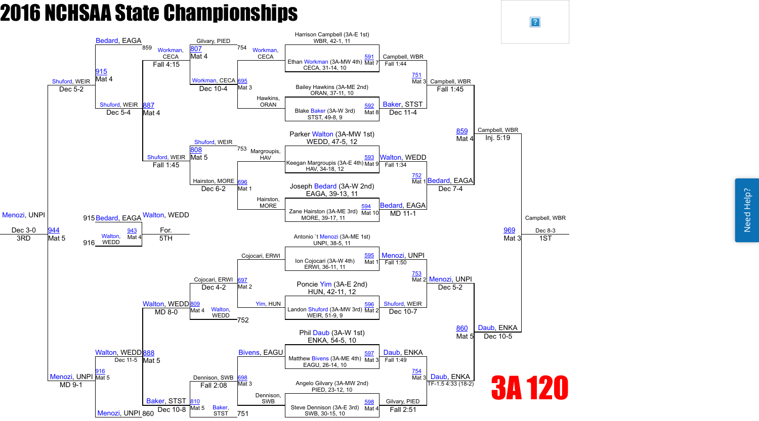# 2016 NCHSAA State Championships

## 3A 120

### Championship Bracket – First Round

| Bout | Mat | Wrestler | Wrestler | Winner | Result |
|---|---|---|---|---|---|
| 591 | Mat 7 | Harrison Campbell (3A-E 1st) WBR, 42-1, 11 | Ethan Workman (3A-MW 4th) CECA, 31-14, 10 | Campbell, WBR | Fall 1:44 |
| 592 | Mat 8 | Bailey Hawkins (3A-ME 2nd) ORAN, 37-11, 10 | Blake Baker (3A-W 3rd) STST, 49-8, 9 | Baker, STST | Dec 11-4 |
| 593 | Mat 9 | Parker Walton (3A-MW 1st) WEDD, 47-5, 12 | Keegan Margroupis (3A-E 4th) HAV, 34-18, 12 | Walton, WEDD | Fall 1:34 |
| 594 | Mat 10 | Joseph Bedard (3A-W 2nd) EAGA, 39-13, 11 | Zane Hairston (3A-ME 3rd) MORE, 39-17, 11 | Bedard, EAGA | MD 11-1 |
| 595 | Mat 1 | Antonio `t Menozi (3A-ME 1st) UNPI, 38-5, 11 | Ion Cojocari (3A-W 4th) ERWI, 36-11, 11 | Menozi, UNPI | Fall 1:50 |
| 596 | Mat 2 | Poncie Yim (3A-E 2nd) HUN, 42-11, 12 | Landon Shuford (3A-MW 3rd) WEIR, 51-9, 9 | Shuford, WEIR | Dec 10-7 |
| 597 | Mat 3 | Phil Daub (3A-W 1st) ENKA, 54-5, 10 | Matthew Bivens (3A-ME 4th) EAGU, 26-14, 10 | Daub, ENKA | Fall 1:49 |
| 598 | Mat 4 | Angelo Gilvary (3A-MW 2nd) PIED, 23-12, 10 | Steve Dennison (3A-E 3rd) SWB, 30-15, 10 | Gilvary, PIED | Fall 2:51 |

### Championship Quarterfinals

| Bout | Mat | Winner | Result |
|---|---|---|---|
| 751 | Mat 3 | Campbell, WBR | Fall 1:45 |
| 752 | Mat 1 | Bedard, EAGA | Dec 7-4 |
| 753 | Mat 2 | Menozi, UNPI | Dec 5-2 |
| 754 | Mat 3 | Daub, ENKA | TF-1.5 4:33 (18-2) |

### Championship Semifinals

| Bout | Mat | Winner | Result |
|---|---|---|---|
| 859 | Mat 4 | Campbell, WBR | Inj. 5:19 |
| 860 | Mat 5 | Daub, ENKA | Dec 10-5 |

### Championship Final

| Bout | Mat | Winner | Result |
|---|---|---|---|
| 969 | Mat 3 | Campbell, WBR | Dec 8-3 (1ST) |

### Consolation Bracket

| Bout | Mat | Wrestlers | Winner | Result |
|---|---|---|---|---|
| 695 | Mat 3 | Workman, CECA vs. Hawkins, ORAN | Workman, CECA | Dec 10-4 |
| 696 | Mat 1 | Margroupis, HAV vs. Hairston, MORE | Hairston, MORE | Dec 6-2 |
| 697 | Mat 2 | Cojocari, ERWI vs. Yim, HUN | Cojocari, ERWI | Dec 4-2 |
| 698 | Mat 3 | Bivens, EAGU vs. Dennison, SWB | Dennison, SWB | Fall 2:08 |
| 807 | Mat 4 | Gilvary, PIED (754) vs. Workman, CECA | Workman, CECA | Fall 4:15 |
| 808 | Mat 5 | Shuford, WEIR (753) vs. Hairston, MORE | Shuford, WEIR | Fall 1:45 |
| 809 | Mat 4 | Cojocari, ERWI vs. Walton, WEDD (752) | Walton, WEDD | MD 8-0 |
| 810 | Mat 5 | Dennison, SWB vs. Baker, STST (751) | Baker, STST | Dec 10-8 |
| 887 | Mat 4 | Workman, CECA vs. Shuford, WEIR | Shuford, WEIR | Dec 5-4 |
| 888 | Mat 5 | Walton, WEDD vs. Baker, STST | Walton, WEDD | Dec 11-5 |
| 915 | Mat 4 | Bedard, EAGA (859) vs. Shuford, WEIR | Shuford, WEIR | Dec 5-2 |
| 916 | Mat 5 | Walton, WEDD vs. Menozi, UNPI (860) | Menozi, UNPI | MD 9-1 |
| 944 | Mat 5 | Shuford, WEIR vs. Menozi, UNPI | Menozi, UNPI | Dec 3-0 (3RD) |
| 943 | Mat 4 | Bedard, EAGA (915) vs. Walton, WEDD (916) | Walton, WEDD | For. (5TH) |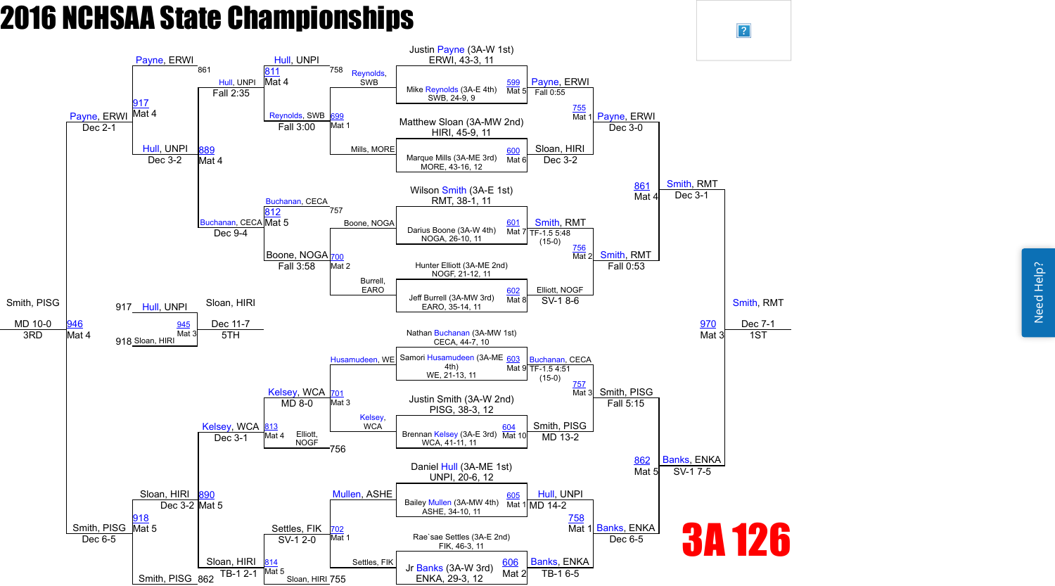# 2016 NCHSAA State Championships

## 3A 126

### Championship Bracket – First Round

| Bout | Mat | Wrestler 1 | Wrestler 2 | Winner | Result |
|---|---|---|---|---|---|
| 599 | Mat 5 | Justin Payne (3A-W 1st) ERWI, 43-3, 11 | Mike Reynolds (3A-E 4th) SWB, 24-9, 9 | Payne, ERWI | Fall 0:55 |
| 600 | Mat 6 | Matthew Sloan (3A-MW 2nd) HIRI, 45-9, 11 | Marque Mills (3A-ME 3rd) MORE, 43-16, 12 | Sloan, HIRI | Dec 3-2 |
| 601 | Mat 7 | Wilson Smith (3A-E 1st) RMT, 38-1, 11 | Darius Boone (3A-W 4th) NOGA, 26-10, 11 | Smith, RMT | TF-1.5 5:48 (15-0) |
| 602 | Mat 8 | Hunter Elliott (3A-ME 2nd) NOGF, 21-12, 11 | Jeff Burrell (3A-MW 3rd) EARO, 35-14, 11 | Elliott, NOGF | SV-1 8-6 |
| 603 | Mat 9 | Nathan Buchanan (3A-MW 1st) CECA, 44-7, 10 | Samori Husamudeen (3A-ME 4th) WE, 21-13, 11 | Buchanan, CECA | TF-1.5 4:51 (15-0) |
| 604 | Mat 10 | Justin Smith (3A-W 2nd) PISG, 38-3, 12 | Brennan Kelsey (3A-E 3rd) WCA, 41-11, 11 | Smith, PISG | MD 13-2 |
| 605 | Mat 1 | Daniel Hull (3A-ME 1st) UNPI, 20-6, 12 | Bailey Mullen (3A-MW 4th) ASHE, 34-10, 11 | Hull, UNPI | MD 14-2 |
| 606 | Mat 2 | Rae`sae Settles (3A-E 2nd) FIK, 46-3, 11 | Jr Banks (3A-W 3rd) ENKA, 29-3, 12 | Banks, ENKA | TB-1 6-5 |

### Championship Quarterfinals

| Bout | Mat | Wrestlers | Winner | Result |
|---|---|---|---|---|
| 755 | Mat 1 | Payne, ERWI vs. Sloan, HIRI | Payne, ERWI | Dec 3-0 |
| 756 | Mat 2 | Smith, RMT vs. Elliott, NOGF | Smith, RMT | Fall 0:53 |
| 757 | Mat 3 | Buchanan, CECA vs. Smith, PISG | Smith, PISG | Fall 5:15 |
| 758 | Mat 1 | Hull, UNPI vs. Banks, ENKA | Banks, ENKA | Dec 6-5 |

### Championship Semifinals

| Bout | Mat | Wrestlers | Winner | Result |
|---|---|---|---|---|
| 861 | Mat 4 | Payne, ERWI vs. Smith, RMT | Smith, RMT | Dec 3-1 |
| 862 | Mat 5 | Smith, PISG vs. Banks, ENKA | Banks, ENKA | SV-1 7-5 |

### Championship Final

| Bout | Mat | Wrestlers | Winner | Result |
|---|---|---|---|---|
| 970 | Mat 3 | Smith, RMT vs. Banks, ENKA | Smith, RMT | Dec 7-1 (1ST) |

### Consolation Bracket

| Bout | Mat | Wrestlers | Winner | Result |
|---|---|---|---|---|
| 699 | Mat 1 | Reynolds, SWB vs. Mills, MORE | Reynolds, SWB | Fall 3:00 |
| 700 | Mat 2 | Boone, NOGA vs. Burrell, EARO | Boone, NOGA | Fall 3:58 |
| 701 | Mat 3 | Husamudeen, WE vs. Kelsey, WCA | Kelsey, WCA | MD 8-0 |
| 702 | Mat 1 | Mullen, ASHE vs. Settles, FIK | Settles, FIK | SV-1 2-0 |
| 811 | Mat 4 | Hull, UNPI (L758) vs. Reynolds, SWB | Hull, UNPI | Fall 2:35 |
| 812 | Mat 5 | Buchanan, CECA (L757) vs. Boone, NOGA | Buchanan, CECA | Dec 9-4 |
| 813 | Mat 4 | Kelsey, WCA vs. Elliott, NOGF (L756) | Kelsey, WCA | Dec 3-1 |
| 814 | Mat 5 | Settles, FIK vs. Sloan, HIRI (L755) | Sloan, HIRI | TB-1 2-1 |
| 889 | Mat 4 | Hull, UNPI vs. Buchanan, CECA | Hull, UNPI | Dec 3-2 |
| 890 | Mat 5 | Kelsey, WCA vs. Sloan, HIRI | Sloan, HIRI | Dec 3-2 |
| 917 | Mat 4 | Payne, ERWI (L861) vs. Hull, UNPI | Payne, ERWI | Dec 2-1 |
| 918 | Mat 5 | Sloan, HIRI vs. Smith, PISG (L862) | Smith, PISG | Dec 6-5 |
| 946 | Mat 4 | Payne, ERWI vs. Smith, PISG | Smith, PISG | MD 10-0 (3RD) |
| 945 | Mat 3 | Hull, UNPI (L917) vs. Sloan, HIRI (L918) | Sloan, HIRI | Dec 11-7 (5TH) |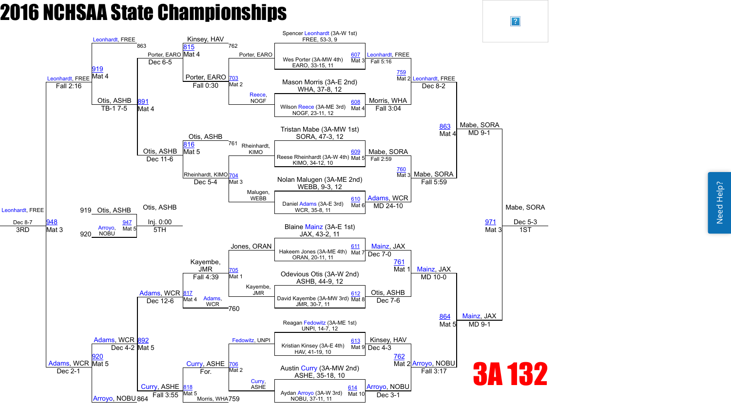# 2016 NCHSAA State Championships

## 3A 132

### Championship Bracket

**First Round**

- Spencer Leonhardt (3A-W 1st), FREE, 53-3, 9 vs. Wes Porter (3A-MW 4th), EARO, 33-15, 11 — Bout 607, Mat 3 — Leonhardt, FREE, Fall 5:16
- Mason Morris (3A-E 2nd), WHA, 37-8, 12 vs. Wilson Reece (3A-ME 3rd), NOGF, 23-11, 12 — Bout 608, Mat 4 — Morris, WHA, Fall 3:04
- Tristan Mabe (3A-MW 1st), SORA, 47-3, 12 vs. Reese Rheinhardt (3A-W 4th), KIMO, 34-12, 10 — Bout 609, Mat 5 — Mabe, SORA, Fall 2:59
- Nolan Malugen (3A-ME 2nd), WEBB, 9-3, 12 vs. Daniel Adams (3A-E 3rd), WCR, 35-8, 11 — Bout 610, Mat 6 — Adams, WCR, MD 24-10
- Blaine Mainz (3A-E 1st), JAX, 43-2, 11 vs. Hakeem Jones (3A-ME 4th), ORAN, 20-11, 11 — Bout 611, Mat 7 — Mainz, JAX, Dec 7-0
- Odevious Otis (3A-W 2nd), ASHB, 44-9, 12 vs. David Kayembe (3A-MW 3rd), JMR, 30-7, 11 — Bout 612, Mat 8 — Otis, ASHB, Dec 7-6
- Reagan Fedowitz (3A-ME 1st), UNPI, 14-7, 12 vs. Kristian Kinsey (3A-E 4th), HAV, 41-19, 10 — Bout 613, Mat 9 — Kinsey, HAV, Dec 4-3
- Austin Curry (3A-MW 2nd), ASHE, 35-18, 10 vs. Aydan Arroyo (3A-W 3rd), NOBU, 37-11, 11 — Bout 614, Mat 10 — Arroyo, NOBU, Dec 3-1

**Quarterfinals**

- Leonhardt, FREE vs. Morris, WHA — Bout 759, Mat 2 — Leonhardt, FREE, Dec 8-2
- Mabe, SORA vs. Adams, WCR — Bout 760, Mat 3 — Mabe, SORA, Fall 5:59
- Mainz, JAX vs. Otis, ASHB — Bout 761, Mat 1 — Mainz, JAX, MD 10-0
- Kinsey, HAV vs. Arroyo, NOBU — Bout 762, Mat 2 — Arroyo, NOBU, Fall 3:17

**Semifinals**

- Leonhardt, FREE vs. Mabe, SORA — Bout 863, Mat 4 — Mabe, SORA, MD 9-1
- Mainz, JAX vs. Arroyo, NOBU — Bout 864, Mat 5 — Mainz, JAX, MD 9-1

**Final**

- Mabe, SORA vs. Mainz, JAX — Bout 971, Mat 3 — Mabe, SORA, Dec 5-3 — 1ST

### Consolation Bracket

**Consolation Round 1**

- Porter, EARO vs. Reece, NOGF — Bout 703, Mat 2 — Porter, EARO, Fall 0:30
- Rheinhardt, KIMO vs. Malugen, WEBB — Bout 704, Mat 3 — Rheinhardt, KIMO, Dec 5-4
- Jones, ORAN vs. Kayembe, JMR — Bout 705, Mat 1 — Kayembe, JMR, Fall 4:39
- Fedowitz, UNPI vs. Curry, ASHE — Bout 706, Mat 2 — Curry, ASHE, For.

**Consolation Round 2**

- Kinsey, HAV (762) vs. Porter, EARO — Bout 815, Mat 4 — Porter, EARO, Dec 6-5
- Otis, ASHB (761) vs. Rheinhardt, KIMO — Bout 816, Mat 5 — Otis, ASHB, Dec 11-6
- Kayembe, JMR vs. Adams, WCR (760) — Bout 817, Mat 4 — Adams, WCR, Dec 12-6
- Curry, ASHE vs. Morris, WHA (759) — Bout 818, Mat 5 — Curry, ASHE, Fall 3:55

**Consolation Quarterfinals**

- Porter, EARO vs. Otis, ASHB — Bout 891, Mat 4 — Otis, ASHB, TB-1 7-5
- Adams, WCR vs. Curry, ASHE — Bout 892, Mat 5 — Adams, WCR, Dec 4-2

**Consolation Semifinals**

- Leonhardt, FREE (863) vs. Otis, ASHB — Bout 919, Mat 4 — Leonhardt, FREE, Fall 2:16
- Adams, WCR vs. Arroyo, NOBU (864) — Bout 920, Mat 5 — Adams, WCR, Dec 2-1

**3rd Place**

- Leonhardt, FREE vs. Adams, WCR — Bout 948, Mat 3 — Leonhardt, FREE, Dec 8-7 — 3RD

**5th Place**

- Otis, ASHB (919) vs. Arroyo, NOBU (920) — Bout 947, Mat 5 — Otis, ASHB, Inj. 0:00 — 5TH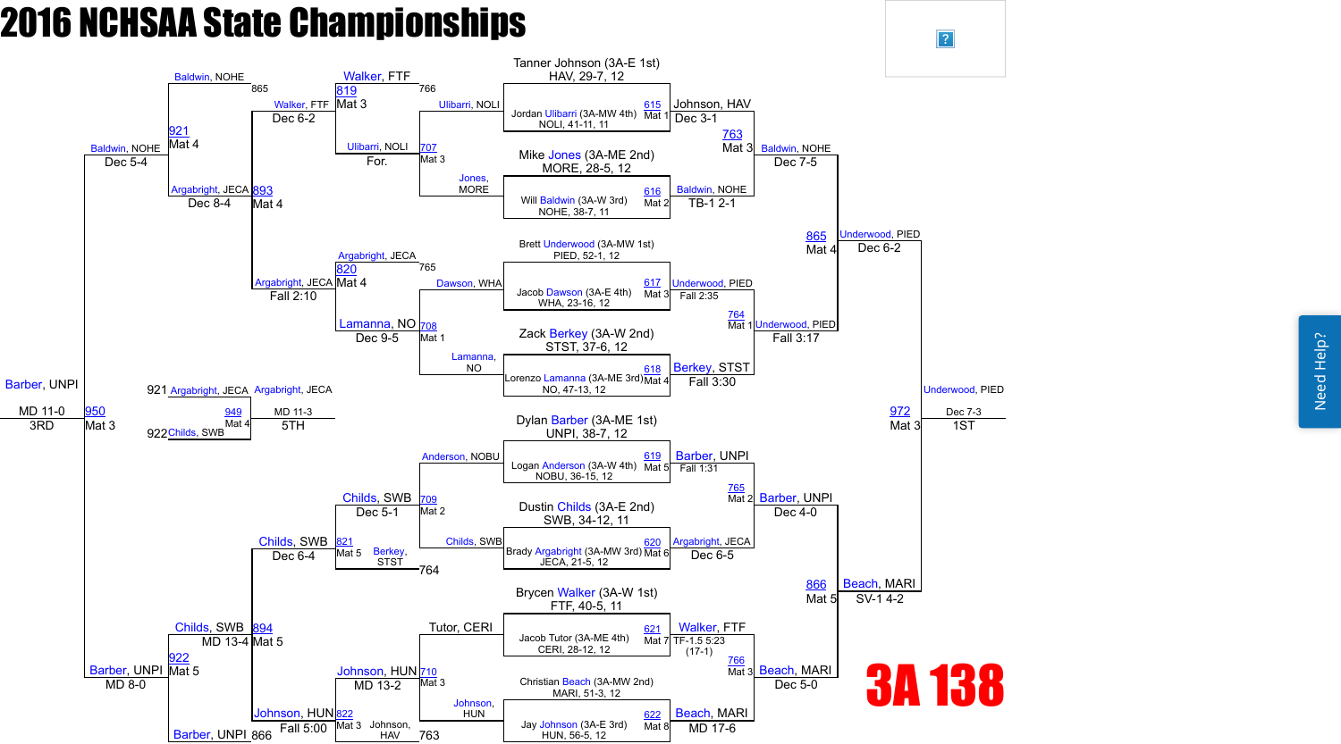# 2016 NCHSAA State Championships

## 3A 138

### Championship Bracket – First Round

| Bout | Mat | Wrestler 1 | Wrestler 2 | Winner | Result |
|---|---|---|---|---|---|
| 615 | Mat 1 | Tanner Johnson (3A-E 1st), HAV, 29-7, 12 | Jordan Ulibarri (3A-MW 4th), NOLI, 41-11, 11 | Johnson, HAV | Dec 3-1 |
| 616 | Mat 2 | Mike Jones (3A-ME 2nd), MORE, 28-5, 12 | Will Baldwin (3A-W 3rd), NOHE, 38-7, 11 | Baldwin, NOHE | TB-1 2-1 |
| 617 | Mat 3 | Brett Underwood (3A-MW 1st), PIED, 52-1, 12 | Jacob Dawson (3A-E 4th), WHA, 23-16, 12 | Underwood, PIED | Fall 2:35 |
| 618 | Mat 4 | Zack Berkey (3A-W 2nd), STST, 37-6, 12 | Lorenzo Lamanna (3A-ME 3rd), NO, 47-13, 12 | Berkey, STST | Fall 3:30 |
| 619 | Mat 5 | Dylan Barber (3A-ME 1st), UNPI, 38-7, 12 | Logan Anderson (3A-W 4th), NOBU, 36-15, 12 | Barber, UNPI | Fall 1:31 |
| 620 | Mat 6 | Dustin Childs (3A-E 2nd), SWB, 34-12, 11 | Brady Argabright (3A-MW 3rd), JECA, 21-5, 12 | Argabright, JECA | Dec 6-5 |
| 621 | Mat 7 | Brycen Walker (3A-W 1st), FTF, 40-5, 11 | Jacob Tutor (3A-ME 4th), CERI, 28-12, 12 | Walker, FTF | TF-1.5 5:23 (17-1) |
| 622 | Mat 8 | Christian Beach (3A-MW 2nd), MARI, 51-3, 12 | Jay Johnson (3A-E 3rd), HUN, 56-5, 12 | Beach, MARI | MD 17-6 |

### Championship Quarterfinals

| Bout | Mat | Wrestler 1 | Wrestler 2 | Winner | Result |
|---|---|---|---|---|---|
| 763 | Mat 3 | Johnson, HAV | Baldwin, NOHE | Baldwin, NOHE | Dec 7-5 |
| 764 | Mat 1 | Underwood, PIED | Berkey, STST | Underwood, PIED | Fall 3:17 |
| 765 | Mat 2 | Barber, UNPI | Argabright, JECA | Barber, UNPI | Dec 4-0 |
| 766 | Mat 3 | Walker, FTF | Beach, MARI | Beach, MARI | Dec 5-0 |

### Championship Semifinals

| Bout | Mat | Wrestler 1 | Wrestler 2 | Winner | Result |
|---|---|---|---|---|---|
| 865 | Mat 4 | Baldwin, NOHE | Underwood, PIED | Underwood, PIED | Dec 6-2 |
| 866 | Mat 5 | Barber, UNPI | Beach, MARI | Beach, MARI | SV-1 4-2 |

### Championship Final

| Bout | Mat | Wrestler 1 | Wrestler 2 | Winner | Result |
|---|---|---|---|---|---|
| 972 | Mat 3 | Underwood, PIED | Beach, MARI | Underwood, PIED | Dec 7-3 (1ST) |

### Consolation Bracket – First Round

| Bout | Mat | Wrestler 1 | Wrestler 2 | Winner | Result |
|---|---|---|---|---|---|
| 707 | Mat 3 | Ulibarri, NOLI | Jones, MORE | Ulibarri, NOLI | For. |
| 708 | Mat 1 | Dawson, WHA | Lamanna, NO | Lamanna, NO | Dec 9-5 |
| 709 | Mat 2 | Anderson, NOBU | Childs, SWB | Childs, SWB | Dec 5-1 |
| 710 | Mat 3 | Tutor, CERI | Johnson, HUN | Johnson, HUN | MD 13-2 |

### Consolation Second Round

| Bout | Mat | Wrestler 1 | Wrestler 2 | Winner | Result |
|---|---|---|---|---|---|
| 819 | Mat 3 | Walker, FTF (766) | Ulibarri, NOLI | Walker, FTF | Dec 6-2 |
| 820 | Mat 4 | Argabright, JECA (765) | Lamanna, NO | Argabright, JECA | Fall 2:10 |
| 821 | Mat 5 | Childs, SWB | Berkey, STST (764) | Childs, SWB | Dec 6-4 |
| 822 | Mat 3 | Johnson, HUN | Johnson, HAV (763) | Johnson, HUN | Fall 5:00 |

### Consolation Quarterfinals

| Bout | Mat | Wrestler 1 | Wrestler 2 | Winner | Result |
|---|---|---|---|---|---|
| 893 | Mat 4 | Walker, FTF | Argabright, JECA | Argabright, JECA | Dec 8-4 |
| 894 | Mat 5 | Childs, SWB | Johnson, HUN | Childs, SWB | MD 13-4 |

### Consolation Semifinals

| Bout | Mat | Wrestler 1 | Wrestler 2 | Winner | Result |
|---|---|---|---|---|---|
| 921 | Mat 4 | Baldwin, NOHE (865) | Argabright, JECA | Baldwin, NOHE | Dec 5-4 |
| 922 | Mat 5 | Childs, SWB | Barber, UNPI (866) | Barber, UNPI | MD 8-0 |

### 3rd Place

| Bout | Mat | Wrestler 1 | Wrestler 2 | Winner | Result |
|---|---|---|---|---|---|
| 950 | Mat 3 | Baldwin, NOHE | Barber, UNPI | Barber, UNPI | MD 11-0 (3RD) |

### 5th Place

| Bout | Mat | Wrestler 1 | Wrestler 2 | Winner | Result |
|---|---|---|---|---|---|
| 949 | Mat 4 | Argabright, JECA (921) | Childs, SWB (922) | Argabright, JECA | MD 11-3 (5TH) |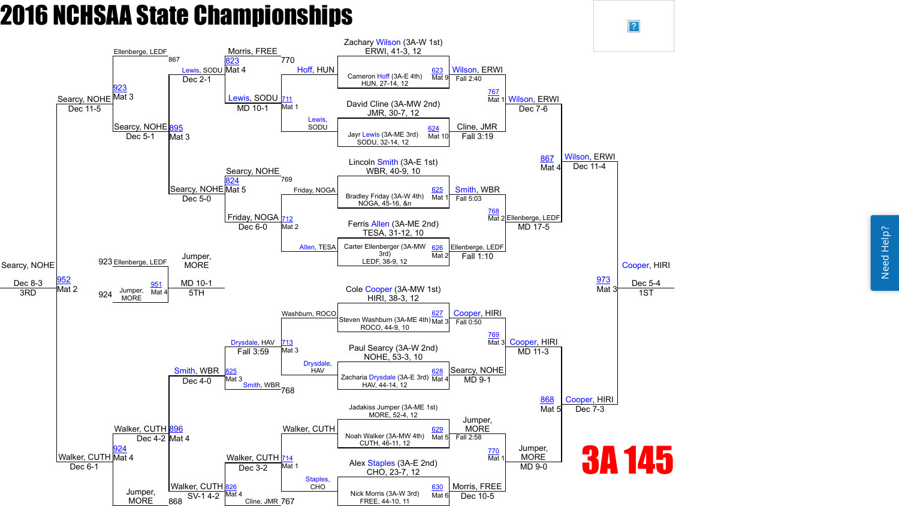# 2016 NCHSAA State Championships

## 3A 145

### Championship Bracket

**First Round**

| Bout | Mat | Wrestler 1 | Wrestler 2 | Result |
|---|---|---|---|---|
| 623 | Mat 9 | Zachary Wilson (3A-W 1st) ERWI, 41-3, 12 | Cameron Hoff (3A-E 4th) HUN, 27-14, 12 | Wilson, ERWI Fall 2:40 |
| 624 | Mat 10 | David Cline (3A-MW 2nd) JMR, 30-7, 12 | Jayr Lewis (3A-ME 3rd) SODU, 32-14, 12 | Cline, JMR Fall 3:19 |
| 625 | Mat 1 | Lincoln Smith (3A-E 1st) WBR, 40-9, 10 | Bradley Friday (3A-W 4th) NOGA, 45-16, &n | Smith, WBR Fall 5:03 |
| 626 | Mat 2 | Ferris Allen (3A-ME 2nd) TESA, 31-12, 10 | Carter Ellenberger (3A-MW 3rd) LEDF, 38-9, 12 | Ellenberge, LEDF Fall 1:10 |
| 627 | Mat 3 | Cole Cooper (3A-MW 1st) HIRI, 38-3, 12 | Steven Washburn (3A-ME 4th) ROCO, 44-9, 10 | Cooper, HIRI Fall 0:50 |
| 628 | Mat 4 | Paul Searcy (3A-W 2nd) NOHE, 53-3, 10 | Zacharia Drysdale (3A-E 3rd) HAV, 44-14, 12 | Searcy, NOHE MD 9-1 |
| 629 | Mat 5 | Jadakiss Jumper (3A-ME 1st) MORE, 52-4, 12 | Noah Walker (3A-MW 4th) CUTH, 46-11, 12 | Jumper, MORE Fall 2:58 |
| 630 | Mat 6 | Alex Staples (3A-E 2nd) CHO, 23-7, 12 | Nick Morris (3A-W 3rd) FREE, 44-10, 11 | Morris, FREE Dec 10-5 |

**Quarterfinals**

| Bout | Mat | Matchup | Result |
|---|---|---|---|
| 767 | Mat 1 | Wilson, ERWI vs Cline, JMR | Wilson, ERWI Dec 7-6 |
| 768 | Mat 2 | Smith, WBR vs Ellenberge, LEDF | Ellenberge, LEDF MD 17-5 |
| 769 | Mat 3 | Cooper, HIRI vs Searcy, NOHE | Cooper, HIRI MD 11-3 |
| 770 | Mat 1 | Jumper, MORE vs Morris, FREE | Jumper, MORE MD 9-0 |

**Semifinals**

| Bout | Mat | Matchup | Result |
|---|---|---|---|
| 867 | Mat 4 | Wilson, ERWI vs Ellenberge, LEDF | Wilson, ERWI Dec 11-4 |
| 868 | Mat 5 | Cooper, HIRI vs Jumper, MORE | Cooper, HIRI Dec 7-3 |

**Final**

| Bout | Mat | Matchup | Result |
|---|---|---|---|
| 973 | Mat 3 | Wilson, ERWI vs Cooper, HIRI | Cooper, HIRI Dec 5-4 — 1ST |

### Consolation Bracket

| Bout | Mat | Matchup | Result |
|---|---|---|---|
| 711 | Mat 1 | Hoff, HUN vs Lewis, SODU | Lewis, SODU MD 10-1 |
| 712 | Mat 2 | Friday, NOGA vs Allen, TESA | Friday, NOGA Dec 6-0 |
| 713 | Mat 3 | Washburn, ROCO vs Drysdale, HAV | Drysdale, HAV Fall 3:59 |
| 714 | Mat 1 | Walker, CUTH vs Staples, CHO | Walker, CUTH Dec 3-2 |
| 823 | Mat 4 | Morris, FREE (770) vs Lewis, SODU | Lewis, SODU Dec 2-1 |
| 824 | Mat 5 | Searcy, NOHE (769) vs Friday, NOGA | Searcy, NOHE Dec 5-0 |
| 825 | Mat 3 | Drysdale, HAV vs Smith, WBR (768) | Smith, WBR Dec 4-0 |
| 826 | Mat 4 | Walker, CUTH vs Cline, JMR (767) | Walker, CUTH SV-1 4-2 |
| 895 | Mat 3 | Lewis, SODU vs Searcy, NOHE | Searcy, NOHE Dec 5-1 |
| 896 | Mat 4 | Smith, WBR vs Walker, CUTH | Walker, CUTH Dec 4-2 |
| 923 | Mat 3 | Ellenberge, LEDF (867) vs Searcy, NOHE | Searcy, NOHE Dec 11-5 |
| 924 | Mat 4 | Walker, CUTH vs Jumper, MORE (868) | Walker, CUTH Dec 6-1 |
| 951 | Mat 4 | Ellenberge, LEDF (923) vs Jumper, MORE (924) | Jumper, MORE MD 10-1 — 5TH |
| 952 | Mat 2 | Searcy, NOHE vs Walker, CUTH | Searcy, NOHE Dec 8-3 — 3RD |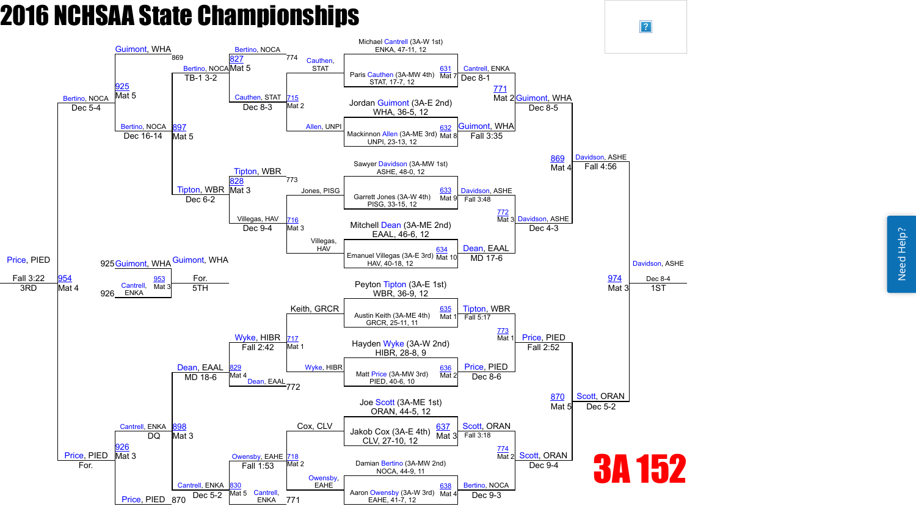# 2016 NCHSAA State Championships

## 3A 152

### Championship Bracket — First Round

| Bout | Mat | Wrestler A | Wrestler B | Winner | Result |
|---|---|---|---|---|---|
| 631 | Mat 7 | Michael Cantrell (3A-W 1st) ENKA, 47-11, 12 | Paris Cauthen (3A-MW 4th) STAT, 17-7, 12 | Cantrell, ENKA | Dec 8-1 |
| 632 | Mat 8 | Jordan Guimont (3A-E 2nd) WHA, 36-5, 12 | Mackinnon Allen (3A-ME 3rd) UNPI, 23-13, 12 | Guimont, WHA | Fall 3:35 |
| 633 | Mat 9 | Sawyer Davidson (3A-MW 1st) ASHE, 48-0, 12 | Garrett Jones (3A-W 4th) PISG, 33-15, 12 | Davidson, ASHE | Fall 3:48 |
| 634 | Mat 10 | Mitchell Dean (3A-ME 2nd) EAAL, 46-6, 12 | Emanuel Villegas (3A-E 3rd) HAV, 40-18, 12 | Dean, EAAL | MD 17-6 |
| 635 | Mat 1 | Peyton Tipton (3A-E 1st) WBR, 36-9, 12 | Austin Keith (3A-ME 4th) GRCR, 25-11, 11 | Tipton, WBR | Fall 5:17 |
| 636 | Mat 2 | Hayden Wyke (3A-W 2nd) HIBR, 28-8, 9 | Matt Price (3A-MW 3rd) PIED, 40-6, 10 | Price, PIED | Dec 8-6 |
| 637 | Mat 3 | Joe Scott (3A-ME 1st) ORAN, 44-5, 12 | Jakob Cox (3A-E 4th) CLV, 27-10, 12 | Scott, ORAN | Fall 3:18 |
| 638 | Mat 4 | Damian Bertino (3A-MW 2nd) NOCA, 44-9, 11 | Aaron Owensby (3A-W 3rd) EAHE, 41-7, 12 | Bertino, NOCA | Dec 9-3 |

### Championship Quarterfinals

| Bout | Mat | Winner | Result |
|---|---|---|---|
| 771 | Mat 2 | Guimont, WHA | Dec 8-5 |
| 772 | Mat 3 | Davidson, ASHE | Dec 4-3 |
| 773 | Mat 1 | Price, PIED | Fall 2:52 |
| 774 | Mat 2 | Scott, ORAN | Dec 9-4 |

### Championship Semifinals

| Bout | Mat | Winner | Result |
|---|---|---|---|
| 869 | Mat 4 | Davidson, ASHE | Fall 4:56 |
| 870 | Mat 5 | Scott, ORAN | Dec 5-2 |

### Championship Final

| Bout | Mat | Winner | Result |
|---|---|---|---|
| 974 | Mat 3 | Davidson, ASHE | Dec 8-4 — 1ST |

### Consolation Bracket

| Bout | Mat | Wrestlers | Winner | Result |
|---|---|---|---|---|
| 715 | Mat 2 | Cauthen, STAT vs Allen, UNPI | Cauthen, STAT | Dec 8-3 |
| 716 | Mat 3 | Jones, PISG vs Villegas, HAV | Villegas, HAV | Dec 9-4 |
| 717 | Mat 1 | Keith, GRCR vs Wyke, HIBR | Wyke, HIBR | Fall 2:42 |
| 718 | Mat 2 | Cox, CLV vs Owensby, EAHE | Owensby, EAHE | Fall 1:53 |
| 827 | Mat 5 | Bertino, NOCA vs Cauthen, STAT (774) | Bertino, NOCA | TB-1 3-2 |
| 828 | Mat 3 | Tipton, WBR (773) vs Villegas, HAV | Tipton, WBR | Dec 6-2 |
| 829 | Mat 4 | Wyke, HIBR vs Dean, EAAL (772) | Dean, EAAL | MD 18-6 |
| 830 | Mat 5 | Owensby, EAHE vs Cantrell, ENKA (771) | Cantrell, ENKA | Dec 5-2 |
| 897 | Mat 5 | Bertino, NOCA vs Tipton, WBR | Bertino, NOCA | Dec 16-14 |
| 898 | Mat 3 | Dean, EAAL vs Cantrell, ENKA | Cantrell, ENKA | DQ |
| 925 | Mat 5 | Guimont, WHA (869) vs Bertino, NOCA | Bertino, NOCA | Dec 5-4 |
| 926 | Mat 3 | Cantrell, ENKA vs Price, PIED (870) | Price, PIED | For. |
| 953 | Mat 3 | Guimont, WHA (925) vs Cantrell, ENKA (926) | Guimont, WHA | For. — 5TH |
| 954 | Mat 4 | Bertino, NOCA vs Price, PIED | Price, PIED | Fall 3:22 — 3RD |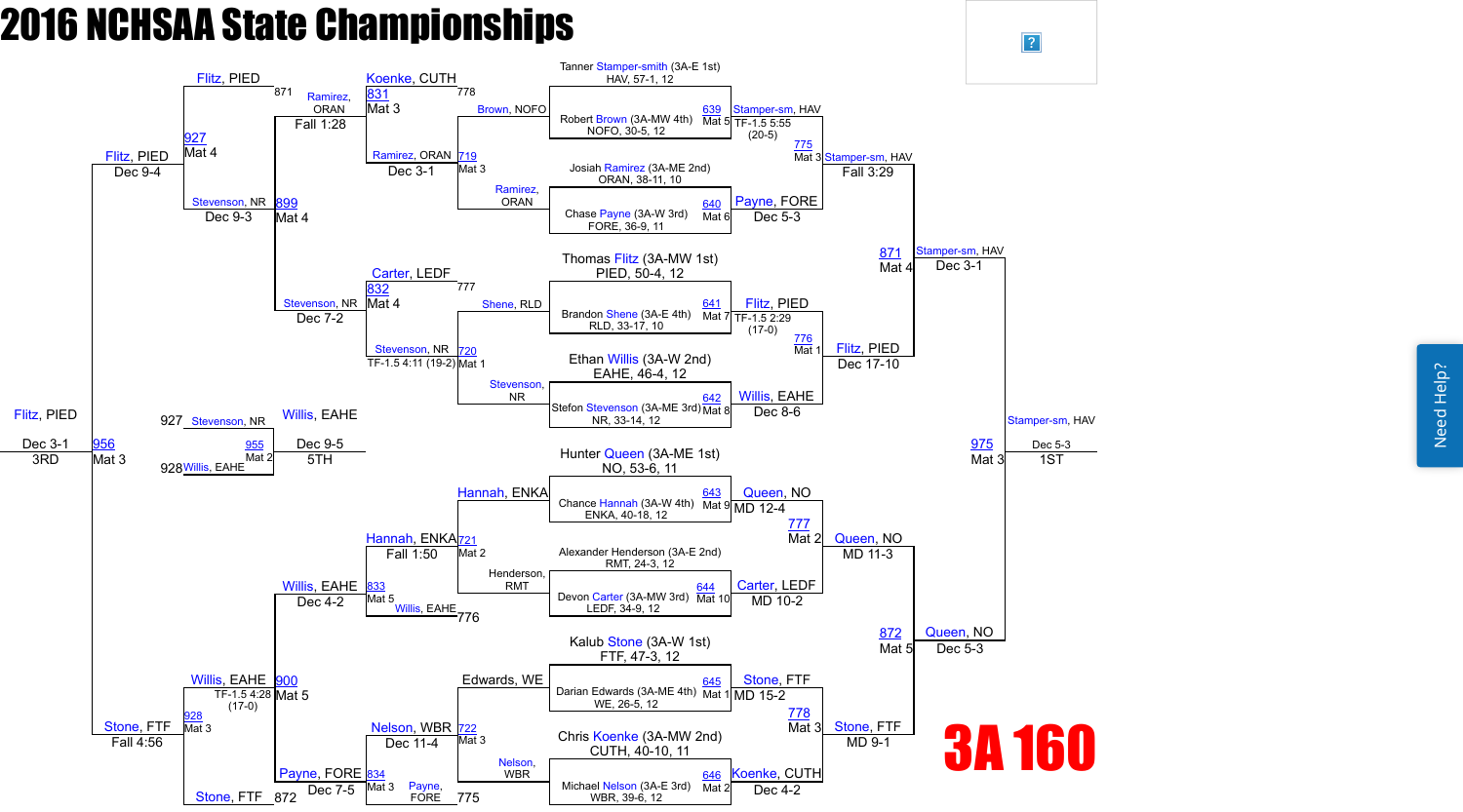# 2016 NCHSAA State Championships

## 3A 160

### Championship Bracket

**First Round**

| Bout | Mat | Wrestler 1 | Wrestler 2 | Winner | Result |
|---|---|---|---|---|---|
| 639 | Mat 5 | Tanner Stamper-smith (3A-E 1st) HAV, 57-1, 12 | Robert Brown (3A-MW 4th) NOFO, 30-5, 12 | Stamper-sm, HAV | TF-1.5 5:55 (20-5) |
| 640 | Mat 6 | Josiah Ramirez (3A-ME 2nd) ORAN, 38-11, 10 | Chase Payne (3A-W 3rd) FORE, 36-9, 11 | Payne, FORE | Dec 5-3 |
| 641 | Mat 7 | Thomas Flitz (3A-MW 1st) PIED, 50-4, 12 | Brandon Shene (3A-E 4th) RLD, 33-17, 10 | Flitz, PIED | TF-1.5 2:29 (17-0) |
| 642 | Mat 8 | Ethan Willis (3A-W 2nd) EAHE, 46-4, 12 | Stefon Stevenson (3A-ME 3rd) NR, 33-14, 12 | Willis, EAHE | Dec 8-6 |
| 643 | Mat 9 | Hunter Queen (3A-ME 1st) NO, 53-6, 11 | Chance Hannah (3A-W 4th) ENKA, 40-18, 12 | Queen, NO | MD 12-4 |
| 644 | Mat 10 | Alexander Henderson (3A-E 2nd) RMT, 24-3, 12 | Devon Carter (3A-MW 3rd) LEDF, 34-9, 12 | Carter, LEDF | MD 10-2 |
| 645 | Mat 1 | Kalub Stone (3A-W 1st) FTF, 47-3, 12 | Darian Edwards (3A-ME 4th) WE, 26-5, 12 | Stone, FTF | MD 15-2 |
| 646 | Mat 2 | Chris Koenke (3A-MW 2nd) CUTH, 40-10, 11 | Michael Nelson (3A-E 3rd) WBR, 39-6, 12 | Koenke, CUTH | Dec 4-2 |

**Quarterfinals**

| Bout | Mat | Winner | Result |
|---|---|---|---|
| 775 | Mat 3 | Stamper-sm, HAV | Fall 3:29 |
| 776 | Mat 1 | Flitz, PIED | Dec 17-10 |
| 777 | Mat 2 | Queen, NO | MD 11-3 |
| 778 | Mat 3 | Stone, FTF | MD 9-1 |

**Semifinals**

| Bout | Mat | Winner | Result |
|---|---|---|---|
| 871 | Mat 4 | Stamper-sm, HAV | Dec 3-1 |
| 872 | Mat 5 | Queen, NO | Dec 5-3 |

**Championship**

| Bout | Mat | Winner | Result | Place |
|---|---|---|---|---|
| 975 | Mat 3 | Stamper-sm, HAV | Dec 5-3 | 1ST |

### Consolation Bracket

**First Round**

| Bout | Mat | Wrestler 1 | Wrestler 2 | Winner | Result |
|---|---|---|---|---|---|
| 719 | Mat 3 | Brown, NOFO | Ramirez, ORAN | Ramirez, ORAN | Dec 3-1 |
| 720 | Mat 1 | Shene, RLD | Stevenson, NR | Stevenson, NR | TF-1.5 4:11 (19-2) |
| 721 | Mat 2 | Hannah, ENKA | Henderson, RMT | Hannah, ENKA | Fall 1:50 |
| 722 | Mat 3 | Edwards, WE | Nelson, WBR | Nelson, WBR | Dec 11-4 |

**Second Round**

| Bout | Mat | Wrestler 1 | Wrestler 2 | Winner | Result |
|---|---|---|---|---|---|
| 831 | Mat 3 | Koenke, CUTH (778) | Ramirez, ORAN | Ramirez, ORAN | Fall 1:28 |
| 832 | Mat 4 | Carter, LEDF (777) | Stevenson, NR | Stevenson, NR | Dec 7-2 |
| 833 | Mat 5 | Hannah, ENKA | Willis, EAHE (776) | Willis, EAHE | Dec 4-2 |
| 834 | Mat 3 | Nelson, WBR | Payne, FORE (775) | Payne, FORE | Dec 7-5 |

**Consolation Semifinals**

| Bout | Mat | Wrestler 1 | Wrestler 2 | Winner | Result |
|---|---|---|---|---|---|
| 899 | Mat 4 | Ramirez, ORAN | Stevenson, NR | Stevenson, NR | Dec 9-3 |
| 900 | Mat 5 | Willis, EAHE | Payne, FORE | Willis, EAHE | TF-1.5 4:28 (17-0) |

**Consolation Finals**

| Bout | Mat | Wrestler 1 | Wrestler 2 | Winner | Result |
|---|---|---|---|---|---|
| 927 | Mat 4 | Flitz, PIED (871) | Stevenson, NR | Flitz, PIED | Dec 9-4 |
| 928 | Mat 3 | Willis, EAHE | Stone, FTF (872) | Stone, FTF | Fall 4:56 |

**3rd Place**

| Bout | Mat | Winner | Result | Place |
|---|---|---|---|---|
| 956 | Mat 3 | Flitz, PIED | Dec 3-1 | 3RD |

**5th Place**

| Bout | Mat | Wrestler 1 | Wrestler 2 | Winner | Result | Place |
|---|---|---|---|---|---|---|
| 955 | Mat 2 | Stevenson, NR (927) | Willis, EAHE (928) | Willis, EAHE | Dec 9-5 | 5TH |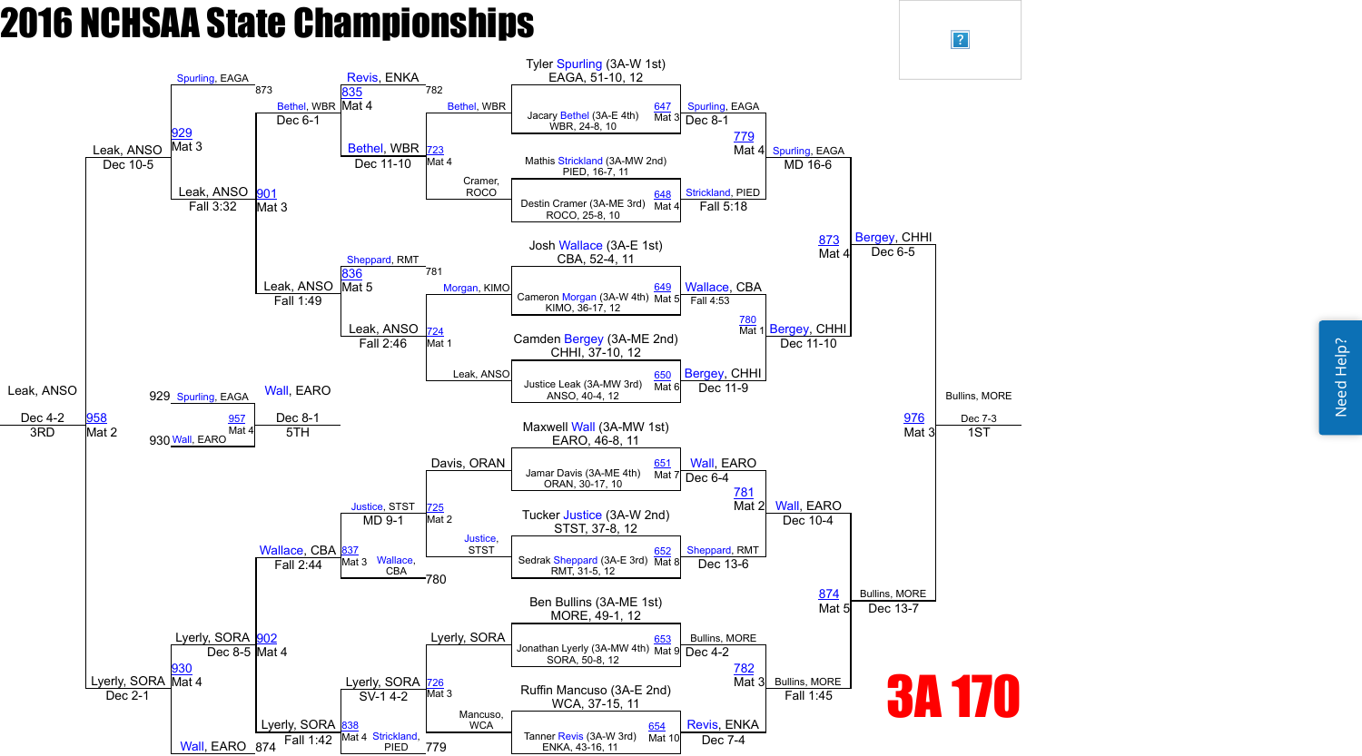# 2016 NCHSAA State Championships

## 3A 170

### Championship Bracket

**First Round**

- Tyler Spurling (3A-W 1st), EAGA, 51-10, 12 vs. Jacary Bethel (3A-E 4th), WBR, 24-8, 10 — Bout 647, Mat 3 — Spurling, EAGA, Dec 8-1
- Mathis Strickland (3A-MW 2nd), PIED, 16-7, 11 vs. Destin Cramer (3A-ME 3rd), ROCO, 25-8, 10 — Bout 648, Mat 4 — Strickland, PIED, Fall 5:18
- Josh Wallace (3A-E 1st), CBA, 52-4, 11 vs. Cameron Morgan (3A-W 4th), KIMO, 36-17, 12 — Bout 649, Mat 5 — Wallace, CBA, Fall 4:53
- Camden Bergey (3A-ME 2nd), CHHI, 37-10, 12 vs. Justice Leak (3A-MW 3rd), ANSO, 40-4, 12 — Bout 650, Mat 6 — Bergey, CHHI, Dec 11-9
- Maxwell Wall (3A-MW 1st), EARO, 46-8, 11 vs. Jamar Davis (3A-ME 4th), ORAN, 30-17, 10 — Bout 651, Mat 7 — Wall, EARO, Dec 6-4
- Tucker Justice (3A-W 2nd), STST, 37-8, 12 vs. Sedrak Sheppard (3A-E 3rd), RMT, 31-5, 12 — Bout 652, Mat 8 — Sheppard, RMT, Dec 13-6
- Ben Bullins (3A-ME 1st), MORE, 49-1, 12 vs. Jonathan Lyerly (3A-MW 4th), SORA, 50-8, 12 — Bout 653, Mat 9 — Bullins, MORE, Dec 4-2
- Ruffin Mancuso (3A-E 2nd), WCA, 37-15, 11 vs. Tanner Revis (3A-W 3rd), ENKA, 43-16, 11 — Bout 654, Mat 10 — Revis, ENKA, Dec 7-4

**Quarterfinals**

- Bout 779, Mat 4 — Spurling, EAGA over Strickland, PIED — MD 16-6
- Bout 780, Mat 1 — Bergey, CHHI over Wallace, CBA — Dec 11-10
- Bout 781, Mat 2 — Wall, EARO over Sheppard, RMT — Dec 10-4
- Bout 782, Mat 3 — Bullins, MORE over Revis, ENKA — Fall 1:45

**Semifinals**

- Bout 873, Mat 4 — Bergey, CHHI over Spurling, EAGA — Dec 6-5
- Bout 874, Mat 5 — Bullins, MORE over Wall, EARO — Dec 13-7

**Final (1st)**

- Bout 976, Mat 3 — Bullins, MORE over Bergey, CHHI — Dec 7-3 — 1ST

### Consolation Bracket

**Consolation Round 1**

- Bout 723, Mat 4 — Bethel, WBR over Cramer, ROCO
- Bout 724, Mat 1 — Leak, ANSO over Morgan, KIMO
- Bout 725, Mat 2 — Justice, STST over Davis, ORAN
- Bout 726, Mat 3 — Lyerly, SORA over Mancuso, WCA

**Consolation Round 2**

- Bout 835, Mat 4 — Bethel, WBR over Revis, ENKA (782) — Dec 11-10
- Bout 836, Mat 5 — Leak, ANSO over Sheppard, RMT (781) — Fall 2:46
- Bout 837, Mat 3 — Justice, STST over Wallace, CBA (780) — MD 9-1
- Bout 838, Mat 4 — Lyerly, SORA over Strickland, PIED (779) — SV-1 4-2

**Consolation Quarterfinals**

- Bout 901, Mat 3 — Leak, ANSO over Bethel, WBR — Fall 1:49 (Bethel, WBR: Dec 6-1)
- Bout 902, Mat 4 — Lyerly, SORA over Wallace, CBA — Fall 1:42 (Wallace, CBA: Fall 2:44)

**Consolation Semifinals**

- Bout 929, Mat 3 — Leak, ANSO over Spurling, EAGA (873) — Fall 3:32
- Bout 930, Mat 4 — Lyerly, SORA over Wall, EARO (874) — Dec 8-5

**3rd Place**

- Bout 958, Mat 2 — Leak, ANSO over Lyerly, SORA — Dec 4-2 — 3RD (Leak, ANSO: Dec 10-5; Lyerly, SORA: Dec 2-1)

**5th Place**

- Bout 957, Mat 4 — Wall, EARO (930) over Spurling, EAGA (929) — Dec 8-1 — 5TH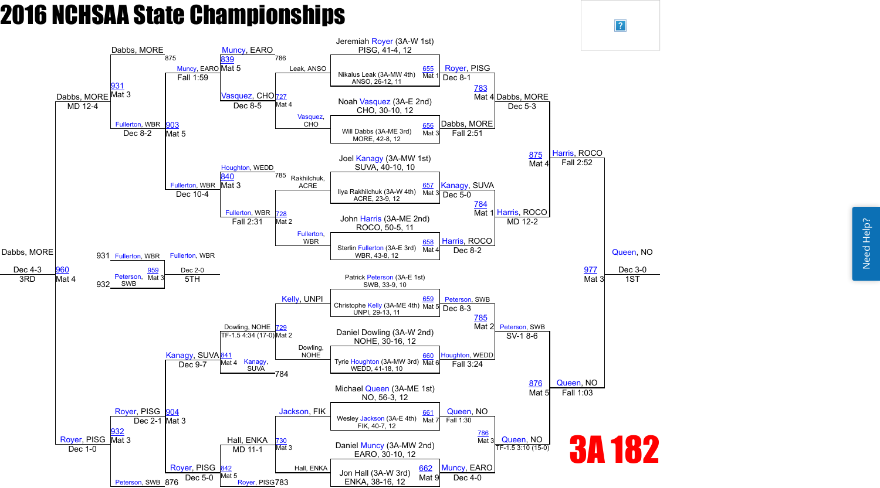# 2016 NCHSAA State Championships

## 3A 182

### Championship Bracket

**Top half**

| Bout | Wrestler 1 | Wrestler 2 | Winner | Result |
|---|---|---|---|---|
| 655 (Mat 1) | Jeremiah Royer (3A-W 1st), PISG, 41-4, 12 | Nikalus Leak (3A-MW 4th), ANSO, 26-12, 11 | Royer, PISG | Dec 8-1 |
| 656 (Mat 3) | Noah Vasquez (3A-E 2nd), CHO, 30-10, 12 | Will Dabbs (3A-ME 3rd), MORE, 42-8, 12 | Dabbs, MORE | Fall 2:51 |
| 657 (Mat 3) | Joel Kanagy (3A-MW 1st), SUVA, 40-10, 10 | Ilya Rakhilchuk (3A-W 4th), ACRE, 23-9, 12 | Kanagy, SUVA | Dec 5-0 |
| 658 (Mat 4) | John Harris (3A-ME 2nd), ROCO, 50-5, 11 | Sterlin Fullerton (3A-E 3rd), WBR, 43-8, 12 | Harris, ROCO | Dec 8-2 |
| 783 (Mat 4) | Royer, PISG | Dabbs, MORE | Dabbs, MORE | Dec 5-3 |
| 784 (Mat 1) | Kanagy, SUVA | Harris, ROCO | Harris, ROCO | MD 12-2 |
| 875 (Mat 4) | Dabbs, MORE | Harris, ROCO | Harris, ROCO | Fall 2:52 |

**Bottom half**

| Bout | Wrestler 1 | Wrestler 2 | Winner | Result |
|---|---|---|---|---|
| 659 (Mat 5) | Patrick Peterson (3A-E 1st), SWB, 33-9, 10 | Christophe Kelly (3A-ME 4th), UNPI, 29-13, 11 | Peterson, SWB | Dec 8-3 |
| 660 (Mat 6) | Daniel Dowling (3A-W 2nd), NOHE, 30-16, 12 | Tyrie Houghton (3A-MW 3rd), WEDD, 41-18, 10 | Houghton, WEDD | Fall 3:24 |
| 661 (Mat 7) | Michael Queen (3A-ME 1st), NO, 56-3, 12 | Wesley Jackson (3A-E 4th), FIK, 40-7, 12 | Queen, NO | Fall 1:30 |
| 662 (Mat 9) | Daniel Muncy (3A-MW 2nd), EARO, 30-10, 12 | Jon Hall (3A-W 3rd), ENKA, 38-16, 12 | Muncy, EARO | Dec 4-0 |
| 785 (Mat 2) | Peterson, SWB | Houghton, WEDD | Peterson, SWB | SV-1 8-6 |
| 786 (Mat 3) | Queen, NO | Muncy, EARO | Queen, NO | TF-1.5 3:10 (15-0) |
| 876 (Mat 5) | Peterson, SWB | Queen, NO | Queen, NO | Fall 1:03 |

**Final**

| Bout | Wrestler 1 | Wrestler 2 | Winner | Result |
|---|---|---|---|---|
| 977 (Mat 3) | Harris, ROCO | Queen, NO | Queen, NO (1ST) | Dec 3-0 |

### Consolation Bracket

| Bout | Wrestler 1 | Wrestler 2 | Winner | Result |
|---|---|---|---|---|
| 727 (Mat 4) | Leak, ANSO | Vasquez, CHO | Vasquez, CHO | Dec 8-5 |
| 728 (Mat 2) | Rakhilchuk, ACRE | Fullerton, WBR | Fullerton, WBR | Fall 2:31 |
| 729 (Mat 2) | Kelly, UNPI | Dowling, NOHE | Dowling, NOHE | TF-1.5 4:34 (17-0) |
| 730 (Mat 3) | Jackson, FIK | Hall, ENKA | Hall, ENKA | MD 11-1 |
| 839 (Mat 5) | Muncy, EARO (L 786) | Vasquez, CHO | Muncy, EARO | Fall 1:59 |
| 840 (Mat 3) | Houghton, WEDD (L 785) | Fullerton, WBR | Fullerton, WBR | Dec 10-4 |
| 841 (Mat 4) | Dowling, NOHE | Kanagy, SUVA (L 784) | Kanagy, SUVA | Dec 9-7 |
| 842 (Mat 5) | Hall, ENKA | Royer, PISG (L 783) | Royer, PISG | Dec 5-0 |
| 903 (Mat 5) | Muncy, EARO | Fullerton, WBR | Fullerton, WBR | Dec 8-2 |
| 904 (Mat 3) | Kanagy, SUVA | Royer, PISG | Royer, PISG | Dec 2-1 |
| 931 (Mat 3) | Dabbs, MORE (L 875) | Fullerton, WBR | Dabbs, MORE | MD 12-4 |
| 932 (Mat 3) | Royer, PISG | Peterson, SWB (L 876) | Royer, PISG | Dec 1-0 |
| 959 (Mat 3) | Fullerton, WBR (L 931) | Peterson, SWB (L 932) | Fullerton, WBR (5TH) | Dec 2-0 |
| 960 (Mat 4) | Dabbs, MORE | Royer, PISG | Dabbs, MORE (3RD) | Dec 4-3 |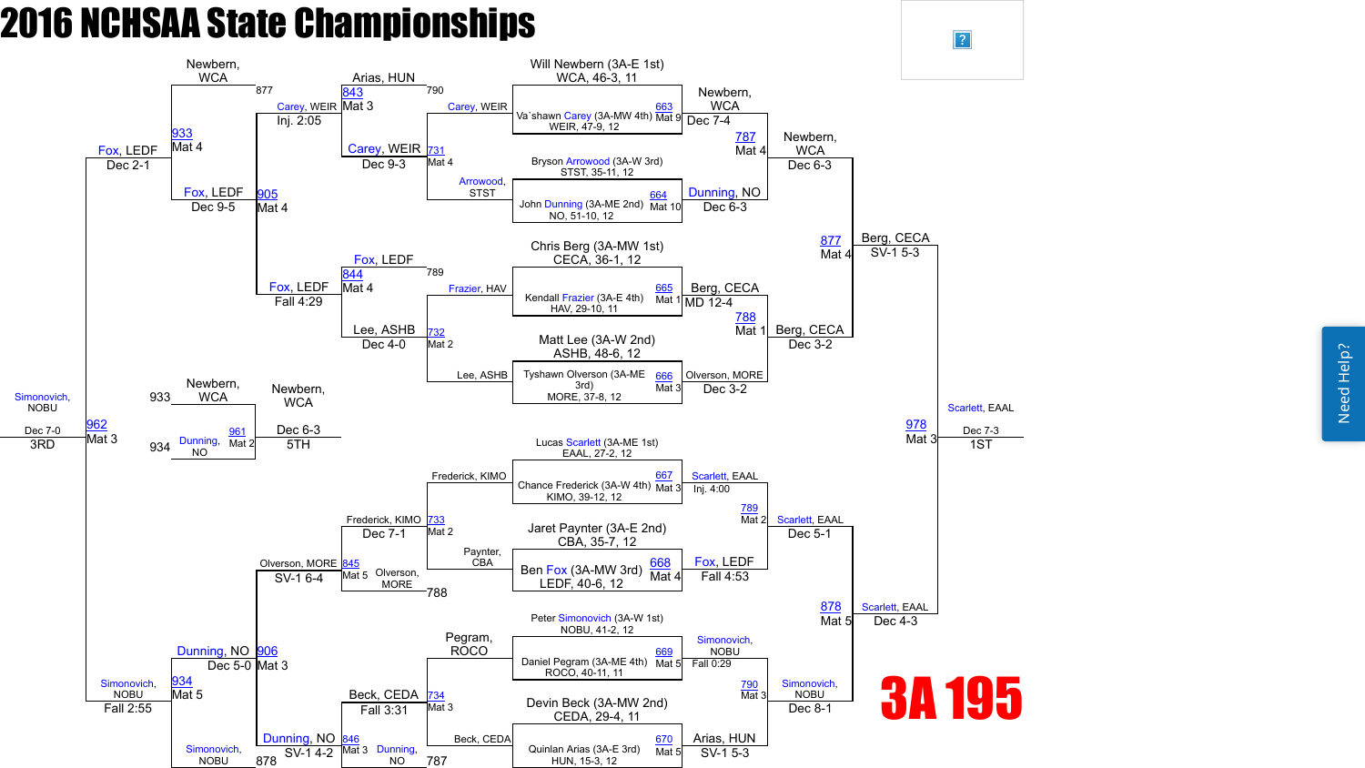# 2016 NCHSAA State Championships

## 3A 195

### Championship Bracket

**First Round**

- Bout 663 (Mat 9): Will Newbern (3A-E 1st), WCA, 46-3, 11 vs. Va`shawn Carey (3A-MW 4th), WEIR, 47-9, 12 — Newbern, WCA, Dec 7-4
- Bout 664 (Mat 10): Bryson Arrowood (3A-W 3rd), STST, 35-11, 12 vs. John Dunning (3A-ME 2nd), NO, 51-10, 12 — Dunning, NO, Dec 6-3
- Bout 665 (Mat 1): Chris Berg (3A-MW 1st), CECA, 36-1, 12 vs. Kendall Frazier (3A-E 4th), HAV, 29-10, 11 — Berg, CECA, MD 12-4
- Bout 666 (Mat 3): Matt Lee (3A-W 2nd), ASHB, 48-6, 12 vs. Tyshawn Olverson (3A-ME 3rd), MORE, 37-8, 12 — Olverson, MORE, Dec 3-2
- Bout 667 (Mat 3): Lucas Scarlett (3A-ME 1st), EAAL, 27-2, 12 vs. Chance Frederick (3A-W 4th), KIMO, 39-12, 12 — Scarlett, EAAL, Inj. 4:00
- Bout 668 (Mat 4): Jaret Paynter (3A-E 2nd), CBA, 35-7, 12 vs. Ben Fox (3A-MW 3rd), LEDF, 40-6, 12 — Fox, LEDF, Fall 4:53
- Bout 669 (Mat 5): Peter Simonovich (3A-W 1st), NOBU, 41-2, 12 vs. Daniel Pegram (3A-ME 4th), ROCO, 40-11, 11 — Simonovich, NOBU, Fall 0:29
- Bout 670 (Mat 5): Devin Beck (3A-MW 2nd), CEDA, 29-4, 11 vs. Quinlan Arias (3A-E 3rd), HUN, 15-3, 12 — Arias, HUN, SV-1 5-3

**Quarterfinals**

- Bout 787 (Mat 4): Newbern, WCA vs. Dunning, NO — Newbern, WCA, Dec 6-3
- Bout 788 (Mat 1): Berg, CECA vs. Olverson, MORE — Berg, CECA, Dec 3-2
- Bout 789 (Mat 2): Scarlett, EAAL vs. Fox, LEDF — Scarlett, EAAL, Dec 5-1
- Bout 790 (Mat 3): Simonovich, NOBU vs. Arias, HUN — Simonovich, NOBU, Dec 8-1

**Semifinals**

- Bout 877 (Mat 4): Newbern, WCA vs. Berg, CECA — Berg, CECA, SV-1 5-3
- Bout 878 (Mat 5): Scarlett, EAAL vs. Simonovich, NOBU — Scarlett, EAAL, Dec 4-3

**Final**

- Bout 978 (Mat 3): Berg, CECA vs. Scarlett, EAAL — **1ST: Scarlett, EAAL, Dec 7-3**

### Consolation Bracket

**Consolation First Round**

- Bout 731 (Mat 4): Carey, WEIR vs. Arrowood, STST — Carey, WEIR, Dec 9-3
- Bout 732 (Mat 2): Frazier, HAV vs. Lee, ASHB — Lee, ASHB, Dec 4-0
- Bout 733 (Mat 2): Frederick, KIMO vs. Paynter, CBA — Frederick, KIMO, Dec 7-1
- Bout 734 (Mat 3): Pegram, ROCO vs. Beck, CEDA — Beck, CEDA, Fall 3:31

**Consolation Second Round**

- Bout 843 (Mat 3): Arias, HUN (loser 790) vs. Carey, WEIR — Carey, WEIR, Inj. 2:05
- Bout 844 (Mat 4): Fox, LEDF (loser 789) vs. Lee, ASHB — Fox, LEDF, Fall 4:29
- Bout 845 (Mat 5): Frederick, KIMO vs. Olverson, MORE (loser 788) — Olverson, MORE, SV-1 6-4
- Bout 846 (Mat 3): Beck, CEDA vs. Dunning, NO (loser 787) — Dunning, NO, SV-1 4-2

**Consolation Quarterfinals**

- Bout 905 (Mat 4): Carey, WEIR vs. Fox, LEDF — Fox, LEDF, Dec 9-5
- Bout 906 (Mat 3): Olverson, MORE vs. Dunning, NO — Dunning, NO, Dec 5-0

**Consolation Semifinals**

- Bout 933 (Mat 4): Newbern, WCA (loser 877) vs. Fox, LEDF — Fox, LEDF, Dec 2-1
- Bout 934 (Mat 5): Dunning, NO vs. Simonovich, NOBU (loser 878) — Simonovich, NOBU, Fall 2:55

**3rd Place**

- Bout 962 (Mat 3): Fox, LEDF vs. Simonovich, NOBU — **3RD: Simonovich, NOBU, Dec 7-0**

**5th Place**

- Bout 961 (Mat 2): Newbern, WCA (loser 933) vs. Dunning, NO (loser 934) — **5TH: Newbern, WCA, Dec 6-3**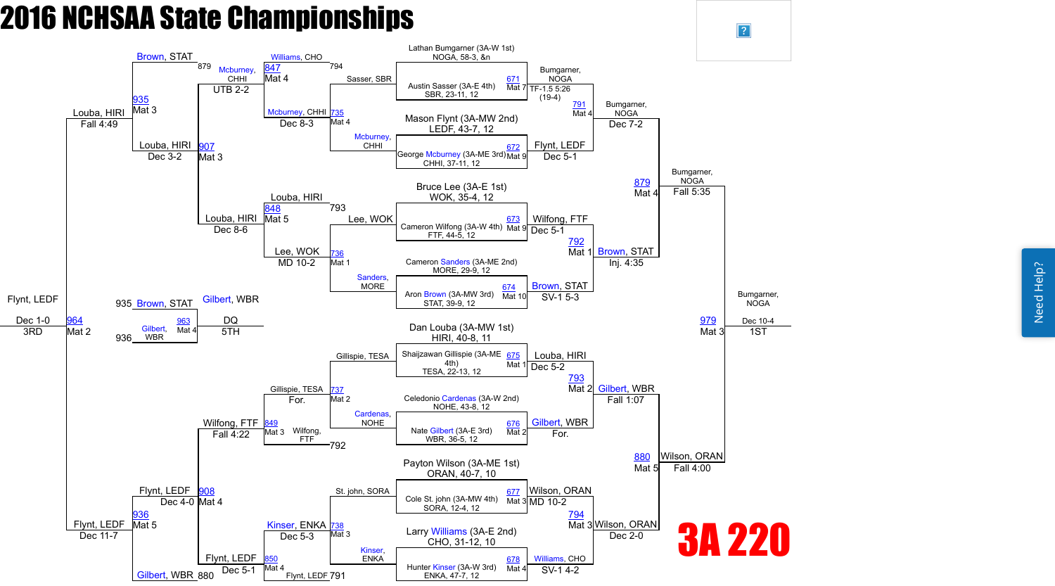# 2016 NCHSAA State Championships

## 3A 220

### Championship Bracket

**Top half**

| Bout | Mat | Wrestler 1 | Wrestler 2 | Winner | Result |
|---|---|---|---|---|---|
| 671 | Mat 7 | Lathan Bumgarner (3A-W 1st) NOGA, 58-3, &n | Austin Sasser (3A-E 4th) SBR, 23-11, 12 | Bumgarner, NOGA | TF-1.5 5:26 (19-4) |
| 672 | Mat 9 | Mason Flynt (3A-MW 2nd) LEDF, 43-7, 12 | George Mcburney (3A-ME 3rd) CHHI, 37-11, 12 | Flynt, LEDF | Dec 5-1 |
| 673 | Mat 9 | Bruce Lee (3A-E 1st) WOK, 35-4, 12 | Cameron Wilfong (3A-W 4th) FTF, 44-5, 12 | Wilfong, FTF | Dec 5-1 |
| 674 | Mat 10 | Cameron Sanders (3A-ME 2nd) MORE, 29-9, 12 | Aron Brown (3A-MW 3rd) STAT, 39-9, 12 | Brown, STAT | SV-1 5-3 |
| 791 | Mat 4 | Bumgarner, NOGA | Flynt, LEDF | Bumgarner, NOGA | Dec 7-2 |
| 792 | Mat 1 | Wilfong, FTF | Brown, STAT | Brown, STAT | Inj. 4:35 |
| 879 | Mat 4 | Bumgarner, NOGA | Brown, STAT | Bumgarner, NOGA | Fall 5:35 |

**Bottom half**

| Bout | Mat | Wrestler 1 | Wrestler 2 | Winner | Result |
|---|---|---|---|---|---|
| 675 | Mat 1 | Dan Louba (3A-MW 1st) HIRI, 40-8, 11 | Shaijzawan Gillispie (3A-ME 4th) TESA, 22-13, 12 | Louba, HIRI | Dec 5-2 |
| 676 | Mat 2 | Celedonio Cardenas (3A-W 2nd) NOHE, 43-8, 12 | Nate Gilbert (3A-E 3rd) WBR, 36-5, 12 | Gilbert, WBR | For. |
| 677 | Mat 3 | Payton Wilson (3A-ME 1st) ORAN, 40-7, 10 | Cole St. john (3A-MW 4th) SORA, 12-4, 12 | Wilson, ORAN | MD 10-2 |
| 678 | Mat 4 | Larry Williams (3A-E 2nd) CHO, 31-12, 10 | Hunter Kinser (3A-W 3rd) ENKA, 47-7, 12 | Williams, CHO | SV-1 4-2 |
| 793 | Mat 2 | Louba, HIRI | Gilbert, WBR | Gilbert, WBR | Fall 1:07 |
| 794 | Mat 3 | Wilson, ORAN | Williams, CHO | Wilson, ORAN | Dec 2-0 |
| 880 | Mat 5 | Gilbert, WBR | Wilson, ORAN | Wilson, ORAN | Fall 4:00 |

**Final**

| Bout | Mat | Wrestler 1 | Wrestler 2 | Winner | Result |
|---|---|---|---|---|---|
| 979 | Mat 3 | Bumgarner, NOGA | Wilson, ORAN | Bumgarner, NOGA | Dec 10-4 (1ST) |

### Consolation Bracket

| Bout | Mat | Wrestler 1 | Wrestler 2 | Winner | Result |
|---|---|---|---|---|---|
| 735 | Mat 4 | Sasser, SBR (loser 671) | Mcburney, CHHI (loser 672) | Mcburney, CHHI | Dec 8-3 |
| 736 | Mat 1 | Lee, WOK (loser 673) | Sanders, MORE (loser 674) | Lee, WOK | MD 10-2 |
| 737 | Mat 2 | Gillispie, TESA (loser 675) | Cardenas, NOHE (loser 676) | Gillispie, TESA | For. |
| 738 | Mat 3 | St. john, SORA (loser 677) | Kinser, ENKA (loser 678) | Kinser, ENKA | Dec 5-3 |
| 847 | Mat 4 | Williams, CHO (loser 794) | Mcburney, CHHI | Mcburney, CHHI | UTB 2-2 |
| 848 | Mat 5 | Louba, HIRI (loser 793) | Lee, WOK | Louba, HIRI | Dec 8-6 |
| 849 | Mat 3 | Gillispie, TESA | Wilfong, FTF (loser 792) | Wilfong, FTF | Fall 4:22 |
| 850 | Mat 4 | Kinser, ENKA | Flynt, LEDF (loser 791) | Flynt, LEDF | Dec 5-1 |
| 907 | Mat 3 | Mcburney, CHHI | Louba, HIRI | Louba, HIRI | Dec 3-2 |
| 908 | Mat 4 | Wilfong, FTF | Flynt, LEDF | Flynt, LEDF | Dec 4-0 |
| 935 | Mat 3 | Brown, STAT (loser 879) | Louba, HIRI | Louba, HIRI | Fall 4:49 |
| 936 | Mat 5 | Flynt, LEDF | Gilbert, WBR (loser 880) | Flynt, LEDF | Dec 11-7 |
| 964 | Mat 2 | Louba, HIRI | Flynt, LEDF | Flynt, LEDF | Dec 1-0 (3RD) |
| 963 | Mat 4 | Brown, STAT (loser 935) | Gilbert, WBR (loser 936) | Gilbert, WBR | DQ (5TH) |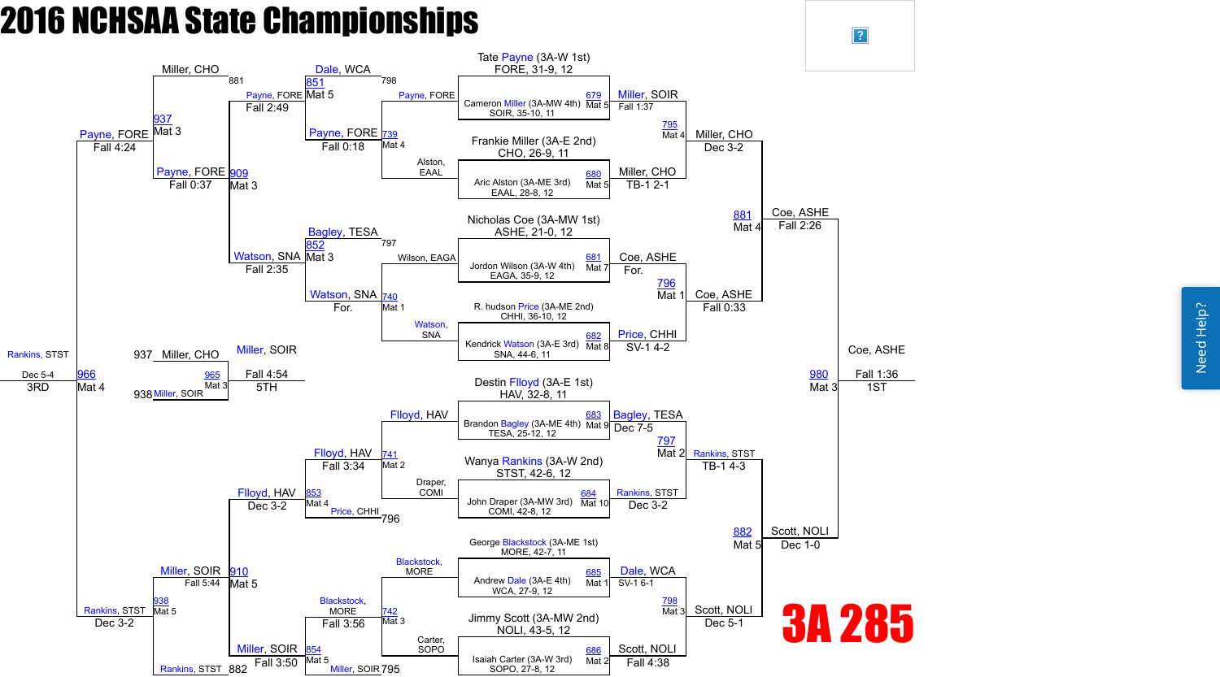# 2016 NCHSAA State Championships

## 3A 285

**Championship Bracket**

Tate Payne (3A-W 1st) FORE, 31-9, 12
Cameron Miller (3A-MW 4th) SOIR, 35-10, 11
679 Mat 5 — Miller, SOIR Fall 1:37

Frankie Miller (3A-E 2nd) CHO, 26-9, 11
Aric Alston (3A-ME 3rd) EAAL, 28-8, 12
680 Mat 5 — Miller, CHO TB-1 2-1

795 Mat 4 — Miller, CHO Dec 3-2

Nicholas Coe (3A-MW 1st) ASHE, 21-0, 12
Jordon Wilson (3A-W 4th) EAGA, 35-9, 12
681 Mat 7 — Coe, ASHE For.

R. hudson Price (3A-ME 2nd) CHHI, 36-10, 12
Kendrick Watson (3A-E 3rd) SNA, 44-6, 11
682 Mat 8 — Price, CHHI SV-1 4-2

796 Mat 1 — Coe, ASHE Fall 0:33

881 Mat 4 — Coe, ASHE Fall 2:26

Destin Flloyd (3A-E 1st) HAV, 32-8, 11
Brandon Bagley (3A-ME 4th) TESA, 25-12, 12
683 Mat 9 — Bagley, TESA Dec 7-5

Wanya Rankins (3A-W 2nd) STST, 42-6, 12
John Draper (3A-MW 3rd) COMI, 42-8, 12
684 Mat 10 — Rankins, STST Dec 3-2

797 Mat 2 — Rankins, STST TB-1 4-3

George Blackstock (3A-ME 1st) MORE, 42-7, 11
Andrew Dale (3A-E 4th) WCA, 27-9, 12
685 Mat 1 — Dale, WCA SV-1 6-1

Jimmy Scott (3A-MW 2nd) NOLI, 43-5, 12
Isaiah Carter (3A-W 3rd) SOPO, 27-8, 12
686 Mat 2 — Scott, NOLI Fall 4:38

798 Mat 3 — Scott, NOLI Dec 5-1

882 Mat 5 — Scott, NOLI Dec 1-0

980 Mat 3 — Coe, ASHE Fall 1:36 — 1ST

**Consolation Bracket**

739 Mat 4 — Payne, FORE vs Alston, EAAL — Payne, FORE Fall 0:18
740 Mat 1 — Wilson, EAGA vs Watson, SNA — Watson, SNA For.
741 Mat 2 — Flloyd, HAV vs Draper, COMI — Flloyd, HAV Fall 3:34
742 Mat 3 — Blackstock, MORE vs Carter, SOPO — Blackstock, MORE Fall 3:56

851 Mat 5 — Dale, WCA (798) vs Payne, FORE — Payne, FORE Fall 2:49
852 Mat 3 — Bagley, TESA (797) vs Watson, SNA — Watson, SNA Fall 2:35
853 Mat 4 — Flloyd, HAV vs Price, CHHI (796) — Flloyd, HAV Dec 3-2
854 Mat 5 — Blackstock, MORE vs Miller, SOIR (795) — Miller, SOIR Fall 3:50

909 Mat 3 — Payne, FORE vs Watson, SNA — Payne, FORE Fall 0:37
910 Mat 5 — Flloyd, HAV vs Miller, SOIR — Miller, SOIR Fall 5:44

937 Mat 3 — Miller, CHO (881) vs Payne, FORE — Payne, FORE Fall 4:24
938 Mat 5 — Miller, SOIR vs Rankins, STST (882) — Rankins, STST Dec 3-2

966 Mat 4 — Payne, FORE vs Rankins, STST — Rankins, STST Dec 5-4 — 3RD

965 Mat 3 — Miller, CHO (937) vs Miller, SOIR (938) — Miller, SOIR Fall 4:54 — 5TH